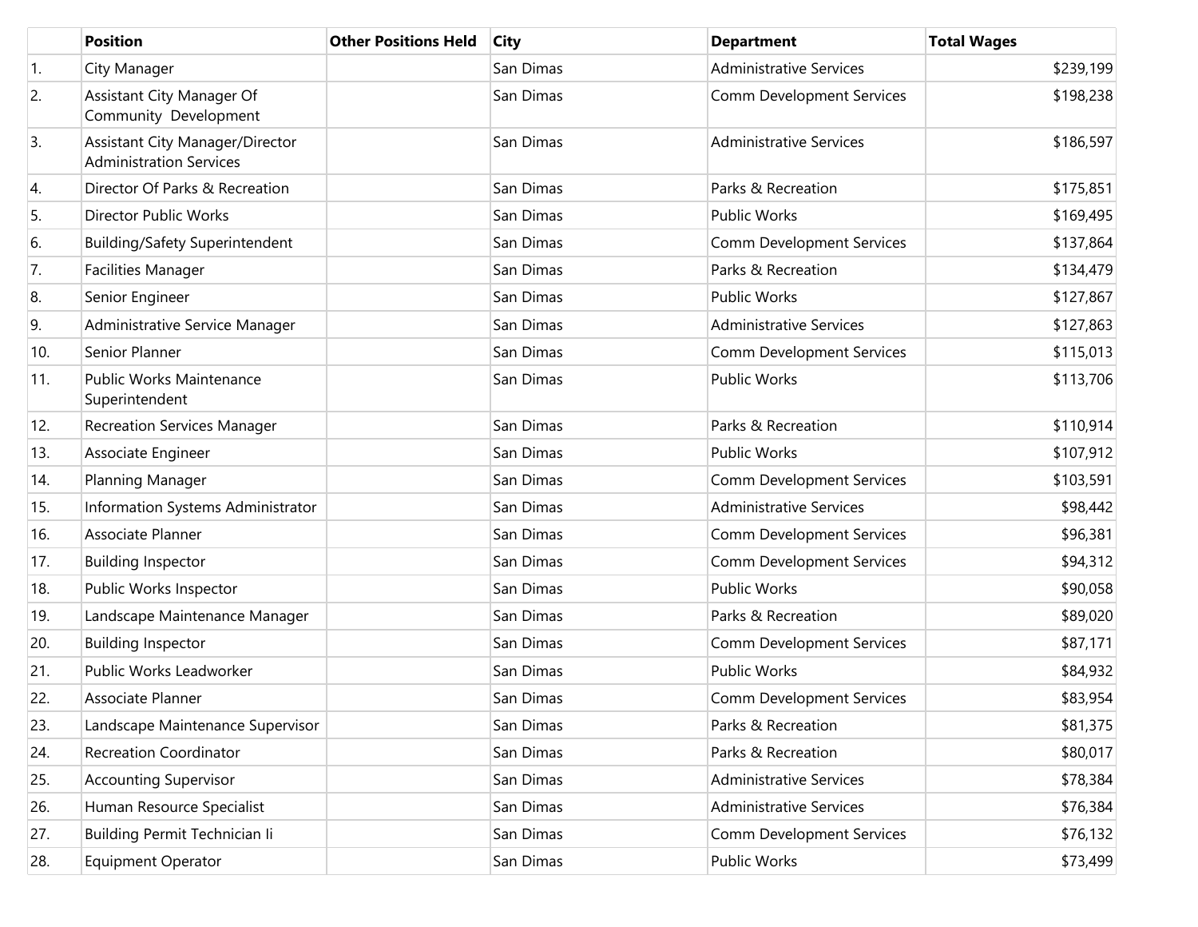| | Position | Other Positions Held | City | Department | Total Wages |
|---|---|---|---|---|---|
| 1. | City Manager | | San Dimas | Administrative Services | $239,199 |
| 2. | Assistant City Manager Of Community Development | | San Dimas | Comm Development Services | $198,238 |
| 3. | Assistant City Manager/Director Administration Services | | San Dimas | Administrative Services | $186,597 |
| 4. | Director Of Parks & Recreation | | San Dimas | Parks & Recreation | $175,851 |
| 5. | Director Public Works | | San Dimas | Public Works | $169,495 |
| 6. | Building/Safety Superintendent | | San Dimas | Comm Development Services | $137,864 |
| 7. | Facilities Manager | | San Dimas | Parks & Recreation | $134,479 |
| 8. | Senior Engineer | | San Dimas | Public Works | $127,867 |
| 9. | Administrative Service Manager | | San Dimas | Administrative Services | $127,863 |
| 10. | Senior Planner | | San Dimas | Comm Development Services | $115,013 |
| 11. | Public Works Maintenance Superintendent | | San Dimas | Public Works | $113,706 |
| 12. | Recreation Services Manager | | San Dimas | Parks & Recreation | $110,914 |
| 13. | Associate Engineer | | San Dimas | Public Works | $107,912 |
| 14. | Planning Manager | | San Dimas | Comm Development Services | $103,591 |
| 15. | Information Systems Administrator | | San Dimas | Administrative Services | $98,442 |
| 16. | Associate Planner | | San Dimas | Comm Development Services | $96,381 |
| 17. | Building Inspector | | San Dimas | Comm Development Services | $94,312 |
| 18. | Public Works Inspector | | San Dimas | Public Works | $90,058 |
| 19. | Landscape Maintenance Manager | | San Dimas | Parks & Recreation | $89,020 |
| 20. | Building Inspector | | San Dimas | Comm Development Services | $87,171 |
| 21. | Public Works Leadworker | | San Dimas | Public Works | $84,932 |
| 22. | Associate Planner | | San Dimas | Comm Development Services | $83,954 |
| 23. | Landscape Maintenance Supervisor | | San Dimas | Parks & Recreation | $81,375 |
| 24. | Recreation Coordinator | | San Dimas | Parks & Recreation | $80,017 |
| 25. | Accounting Supervisor | | San Dimas | Administrative Services | $78,384 |
| 26. | Human Resource Specialist | | San Dimas | Administrative Services | $76,384 |
| 27. | Building Permit Technician Ii | | San Dimas | Comm Development Services | $76,132 |
| 28. | Equipment Operator | | San Dimas | Public Works | $73,499 |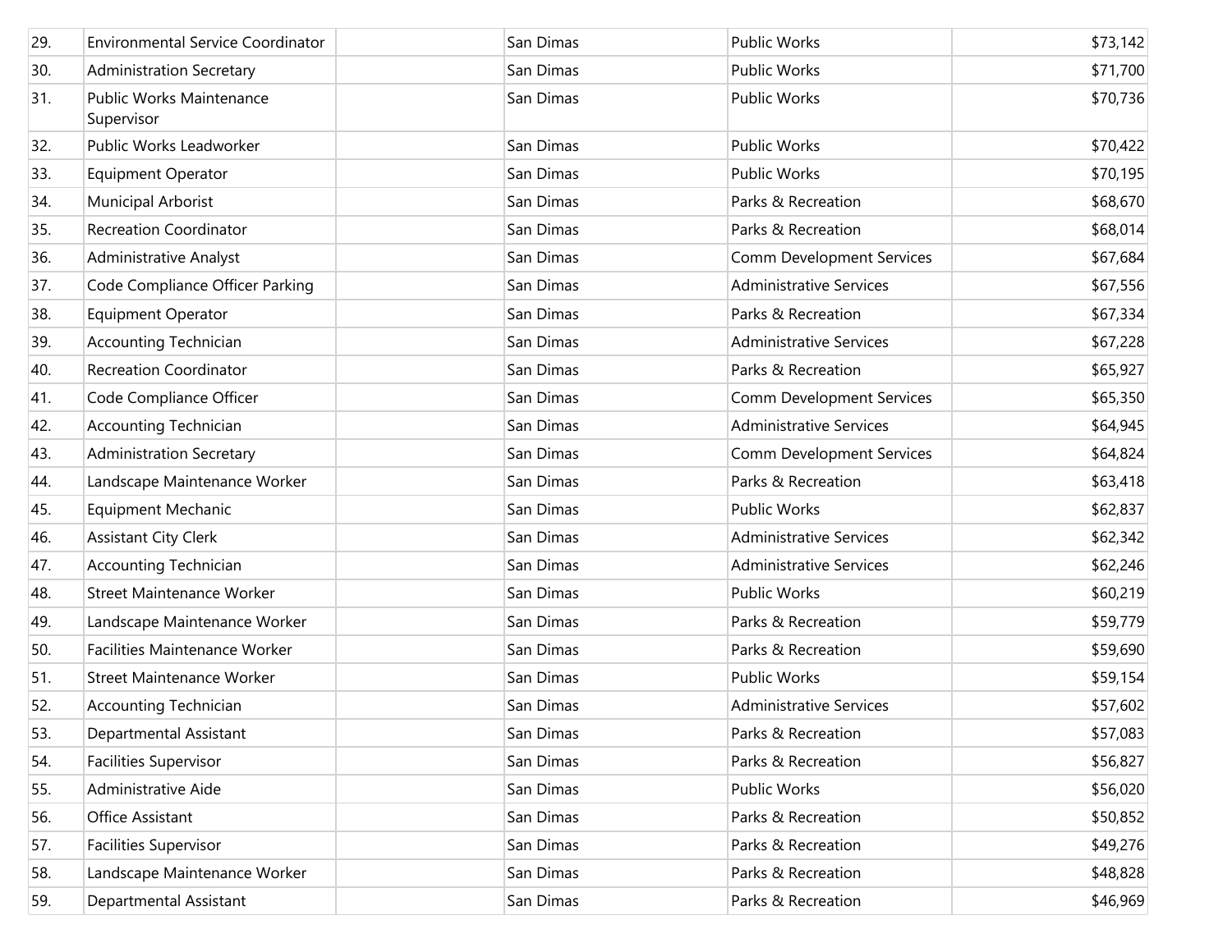| | | | | | |
|---|---|---|---|---|---|
| 29. | Environmental Service Coordinator | | San Dimas | Public Works | $73,142 |
| 30. | Administration Secretary | | San Dimas | Public Works | $71,700 |
| 31. | Public Works Maintenance Supervisor | | San Dimas | Public Works | $70,736 |
| 32. | Public Works Leadworker | | San Dimas | Public Works | $70,422 |
| 33. | Equipment Operator | | San Dimas | Public Works | $70,195 |
| 34. | Municipal Arborist | | San Dimas | Parks & Recreation | $68,670 |
| 35. | Recreation Coordinator | | San Dimas | Parks & Recreation | $68,014 |
| 36. | Administrative Analyst | | San Dimas | Comm Development Services | $67,684 |
| 37. | Code Compliance Officer Parking | | San Dimas | Administrative Services | $67,556 |
| 38. | Equipment Operator | | San Dimas | Parks & Recreation | $67,334 |
| 39. | Accounting Technician | | San Dimas | Administrative Services | $67,228 |
| 40. | Recreation Coordinator | | San Dimas | Parks & Recreation | $65,927 |
| 41. | Code Compliance Officer | | San Dimas | Comm Development Services | $65,350 |
| 42. | Accounting Technician | | San Dimas | Administrative Services | $64,945 |
| 43. | Administration Secretary | | San Dimas | Comm Development Services | $64,824 |
| 44. | Landscape Maintenance Worker | | San Dimas | Parks & Recreation | $63,418 |
| 45. | Equipment Mechanic | | San Dimas | Public Works | $62,837 |
| 46. | Assistant City Clerk | | San Dimas | Administrative Services | $62,342 |
| 47. | Accounting Technician | | San Dimas | Administrative Services | $62,246 |
| 48. | Street Maintenance Worker | | San Dimas | Public Works | $60,219 |
| 49. | Landscape Maintenance Worker | | San Dimas | Parks & Recreation | $59,779 |
| 50. | Facilities Maintenance Worker | | San Dimas | Parks & Recreation | $59,690 |
| 51. | Street Maintenance Worker | | San Dimas | Public Works | $59,154 |
| 52. | Accounting Technician | | San Dimas | Administrative Services | $57,602 |
| 53. | Departmental Assistant | | San Dimas | Parks & Recreation | $57,083 |
| 54. | Facilities Supervisor | | San Dimas | Parks & Recreation | $56,827 |
| 55. | Administrative Aide | | San Dimas | Public Works | $56,020 |
| 56. | Office Assistant | | San Dimas | Parks & Recreation | $50,852 |
| 57. | Facilities Supervisor | | San Dimas | Parks & Recreation | $49,276 |
| 58. | Landscape Maintenance Worker | | San Dimas | Parks & Recreation | $48,828 |
| 59. | Departmental Assistant | | San Dimas | Parks & Recreation | $46,969 |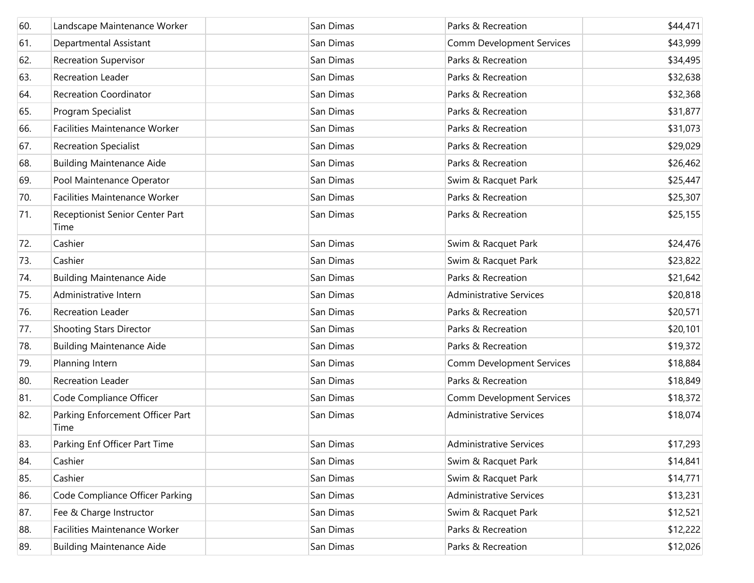| | | | | | |
|---|---|---|---|---|---|
| 60. | Landscape Maintenance Worker | | San Dimas | Parks & Recreation | $44,471 |
| 61. | Departmental Assistant | | San Dimas | Comm Development Services | $43,999 |
| 62. | Recreation Supervisor | | San Dimas | Parks & Recreation | $34,495 |
| 63. | Recreation Leader | | San Dimas | Parks & Recreation | $32,638 |
| 64. | Recreation Coordinator | | San Dimas | Parks & Recreation | $32,368 |
| 65. | Program Specialist | | San Dimas | Parks & Recreation | $31,877 |
| 66. | Facilities Maintenance Worker | | San Dimas | Parks & Recreation | $31,073 |
| 67. | Recreation Specialist | | San Dimas | Parks & Recreation | $29,029 |
| 68. | Building Maintenance Aide | | San Dimas | Parks & Recreation | $26,462 |
| 69. | Pool Maintenance Operator | | San Dimas | Swim & Racquet Park | $25,447 |
| 70. | Facilities Maintenance Worker | | San Dimas | Parks & Recreation | $25,307 |
| 71. | Receptionist Senior Center Part Time | | San Dimas | Parks & Recreation | $25,155 |
| 72. | Cashier | | San Dimas | Swim & Racquet Park | $24,476 |
| 73. | Cashier | | San Dimas | Swim & Racquet Park | $23,822 |
| 74. | Building Maintenance Aide | | San Dimas | Parks & Recreation | $21,642 |
| 75. | Administrative Intern | | San Dimas | Administrative Services | $20,818 |
| 76. | Recreation Leader | | San Dimas | Parks & Recreation | $20,571 |
| 77. | Shooting Stars Director | | San Dimas | Parks & Recreation | $20,101 |
| 78. | Building Maintenance Aide | | San Dimas | Parks & Recreation | $19,372 |
| 79. | Planning Intern | | San Dimas | Comm Development Services | $18,884 |
| 80. | Recreation Leader | | San Dimas | Parks & Recreation | $18,849 |
| 81. | Code Compliance Officer | | San Dimas | Comm Development Services | $18,372 |
| 82. | Parking Enforcement Officer Part Time | | San Dimas | Administrative Services | $18,074 |
| 83. | Parking Enf Officer Part Time | | San Dimas | Administrative Services | $17,293 |
| 84. | Cashier | | San Dimas | Swim & Racquet Park | $14,841 |
| 85. | Cashier | | San Dimas | Swim & Racquet Park | $14,771 |
| 86. | Code Compliance Officer Parking | | San Dimas | Administrative Services | $13,231 |
| 87. | Fee & Charge Instructor | | San Dimas | Swim & Racquet Park | $12,521 |
| 88. | Facilities Maintenance Worker | | San Dimas | Parks & Recreation | $12,222 |
| 89. | Building Maintenance Aide | | San Dimas | Parks & Recreation | $12,026 |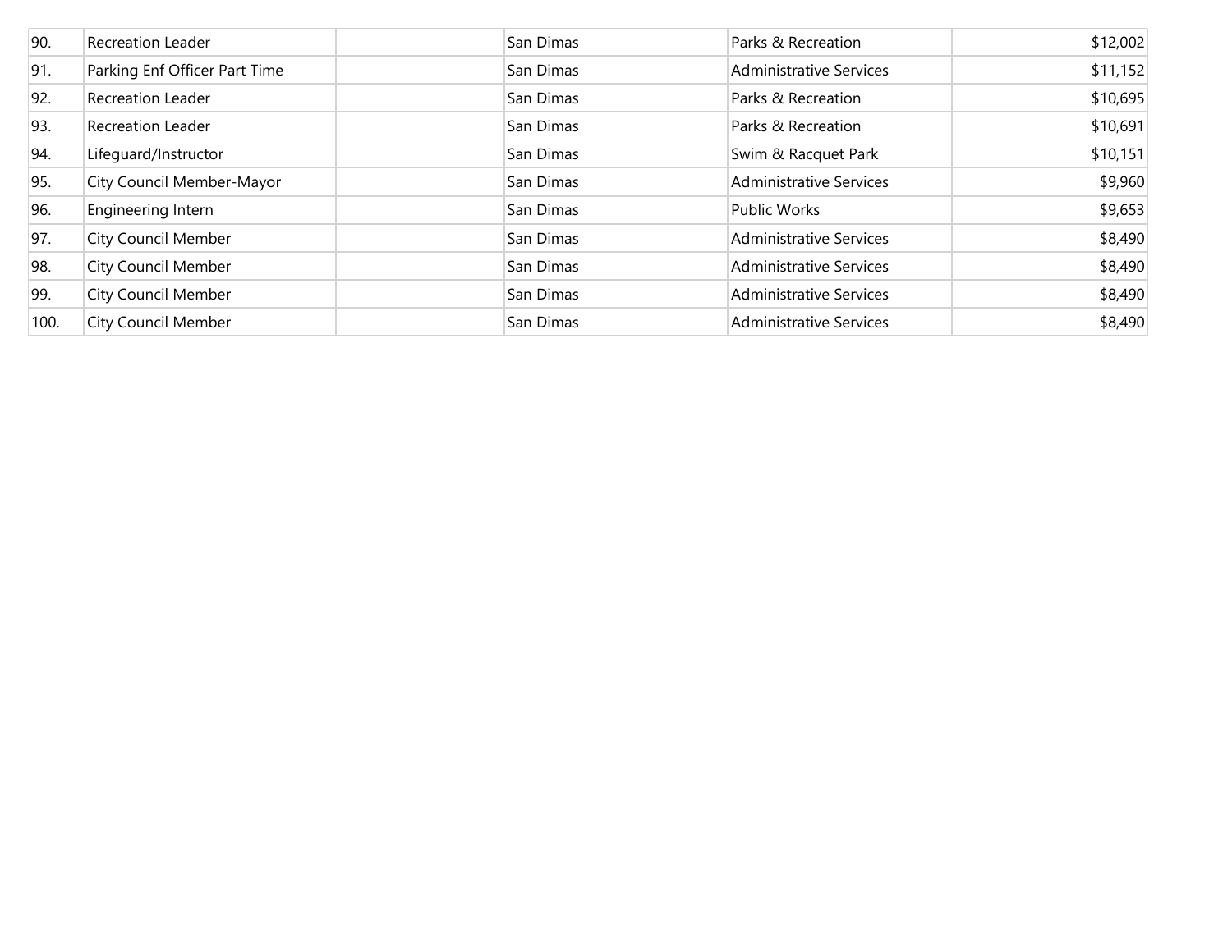| | | | | | |
|---|---|---|---|---|---|
| 90. | Recreation Leader | | San Dimas | Parks & Recreation | $12,002 |
| 91. | Parking Enf Officer Part Time | | San Dimas | Administrative Services | $11,152 |
| 92. | Recreation Leader | | San Dimas | Parks & Recreation | $10,695 |
| 93. | Recreation Leader | | San Dimas | Parks & Recreation | $10,691 |
| 94. | Lifeguard/Instructor | | San Dimas | Swim & Racquet Park | $10,151 |
| 95. | City Council Member-Mayor | | San Dimas | Administrative Services | $9,960 |
| 96. | Engineering Intern | | San Dimas | Public Works | $9,653 |
| 97. | City Council Member | | San Dimas | Administrative Services | $8,490 |
| 98. | City Council Member | | San Dimas | Administrative Services | $8,490 |
| 99. | City Council Member | | San Dimas | Administrative Services | $8,490 |
| 100. | City Council Member | | San Dimas | Administrative Services | $8,490 |